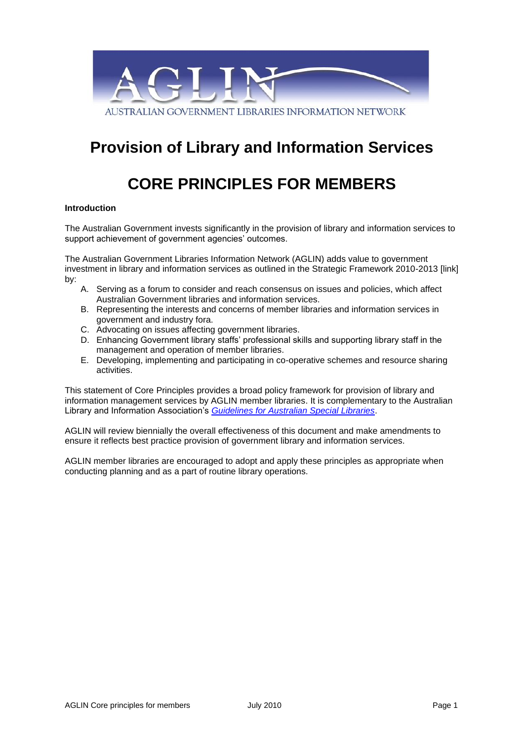AUSTRALIAN GOVERNMENT LIBRARIES INFORMATION NETWORK

# Provision of Library and Information Services

# CORE PRINCIPLES FOR MEMBERS

**Introduction**

The Australian Government invests significantly in the provision of library and information services to support achievement of government agencies' outcomes.

The Australian Government Libraries Information Network (AGLIN) adds value to government investment in library and information services as outlined in the Strategic Framework 2010-2013 [link] by:

A. Serving as a forum to consider and reach consensus on issues and policies, which affect Australian Government libraries and information services.
B. Representing the interests and concerns of member libraries and information services in government and industry fora.
C. Advocating on issues affecting government libraries.
D. Enhancing Government library staffs' professional skills and supporting library staff in the management and operation of member libraries.
E. Developing, implementing and participating in co-operative schemes and resource sharing activities.

This statement of Core Principles provides a broad policy framework for provision of library and information management services by AGLIN member libraries. It is complementary to the Australian Library and Information Association's *Guidelines for Australian Special Libraries*.

AGLIN will review biennially the overall effectiveness of this document and make amendments to ensure it reflects best practice provision of government library and information services.

AGLIN member libraries are encouraged to adopt and apply these principles as appropriate when conducting planning and as a part of routine library operations.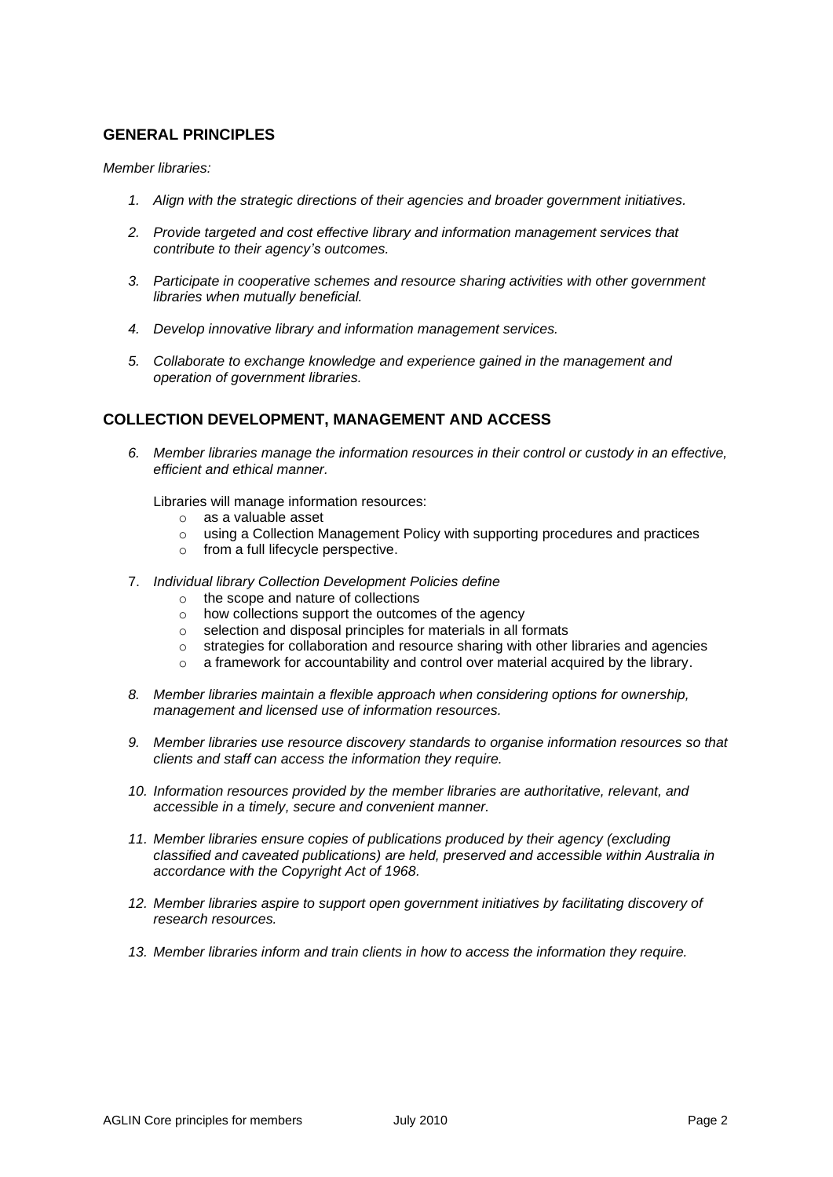## GENERAL PRINCIPLES

*Member libraries:*

1. *Align with the strategic directions of their agencies and broader government initiatives.*

2. *Provide targeted and cost effective library and information management services that contribute to their agency's outcomes.*

3. *Participate in cooperative schemes and resource sharing activities with other government libraries when mutually beneficial.*

4. *Develop innovative library and information management services.*

5. *Collaborate to exchange knowledge and experience gained in the management and operation of government libraries.*

## COLLECTION DEVELOPMENT, MANAGEMENT AND ACCESS

6. *Member libraries manage the information resources in their control or custody in an effective, efficient and ethical manner.*

   Libraries will manage information resources:
   - as a valuable asset
   - using a Collection Management Policy with supporting procedures and practices
   - from a full lifecycle perspective.

7. *Individual library Collection Development Policies define*
   - the scope and nature of collections
   - how collections support the outcomes of the agency
   - selection and disposal principles for materials in all formats
   - strategies for collaboration and resource sharing with other libraries and agencies
   - a framework for accountability and control over material acquired by the library.

8. *Member libraries maintain a flexible approach when considering options for ownership, management and licensed use of information resources.*

9. *Member libraries use resource discovery standards to organise information resources so that clients and staff can access the information they require.*

10. *Information resources provided by the member libraries are authoritative, relevant, and accessible in a timely, secure and convenient manner.*

11. *Member libraries ensure copies of publications produced by their agency (excluding classified and caveated publications) are held, preserved and accessible within Australia in accordance with the Copyright Act of 1968.*

12. *Member libraries aspire to support open government initiatives by facilitating discovery of research resources.*

13. *Member libraries inform and train clients in how to access the information they require.*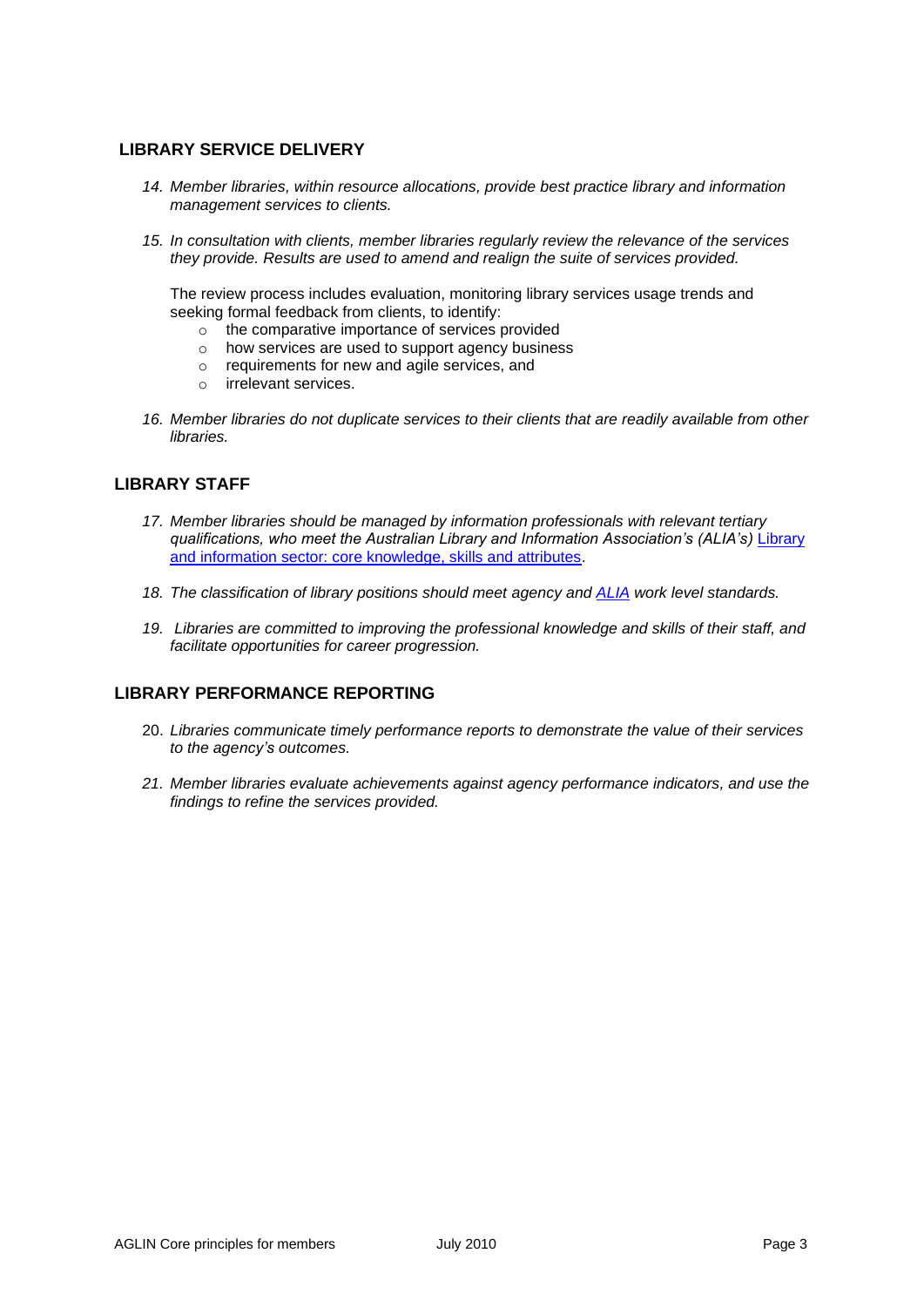## LIBRARY SERVICE DELIVERY

14. *Member libraries, within resource allocations, provide best practice library and information management services to clients.*

15. *In consultation with clients, member libraries regularly review the relevance of the services they provide. Results are used to amend and realign the suite of services provided.*

    The review process includes evaluation, monitoring library services usage trends and seeking formal feedback from clients, to identify:
    - the comparative importance of services provided
    - how services are used to support agency business
    - requirements for new and agile services, and
    - irrelevant services.

16. *Member libraries do not duplicate services to their clients that are readily available from other libraries.*

## LIBRARY STAFF

17. *Member libraries should be managed by information professionals with relevant tertiary qualifications, who meet the Australian Library and Information Association's (ALIA's)* Library and information sector: core knowledge, skills and attributes.

18. *The classification of library positions should meet agency and* ALIA *work level standards.*

19. *Libraries are committed to improving the professional knowledge and skills of their staff, and facilitate opportunities for career progression.*

## LIBRARY PERFORMANCE REPORTING

20. *Libraries communicate timely performance reports to demonstrate the value of their services to the agency's outcomes.*

21. *Member libraries evaluate achievements against agency performance indicators, and use the findings to refine the services provided.*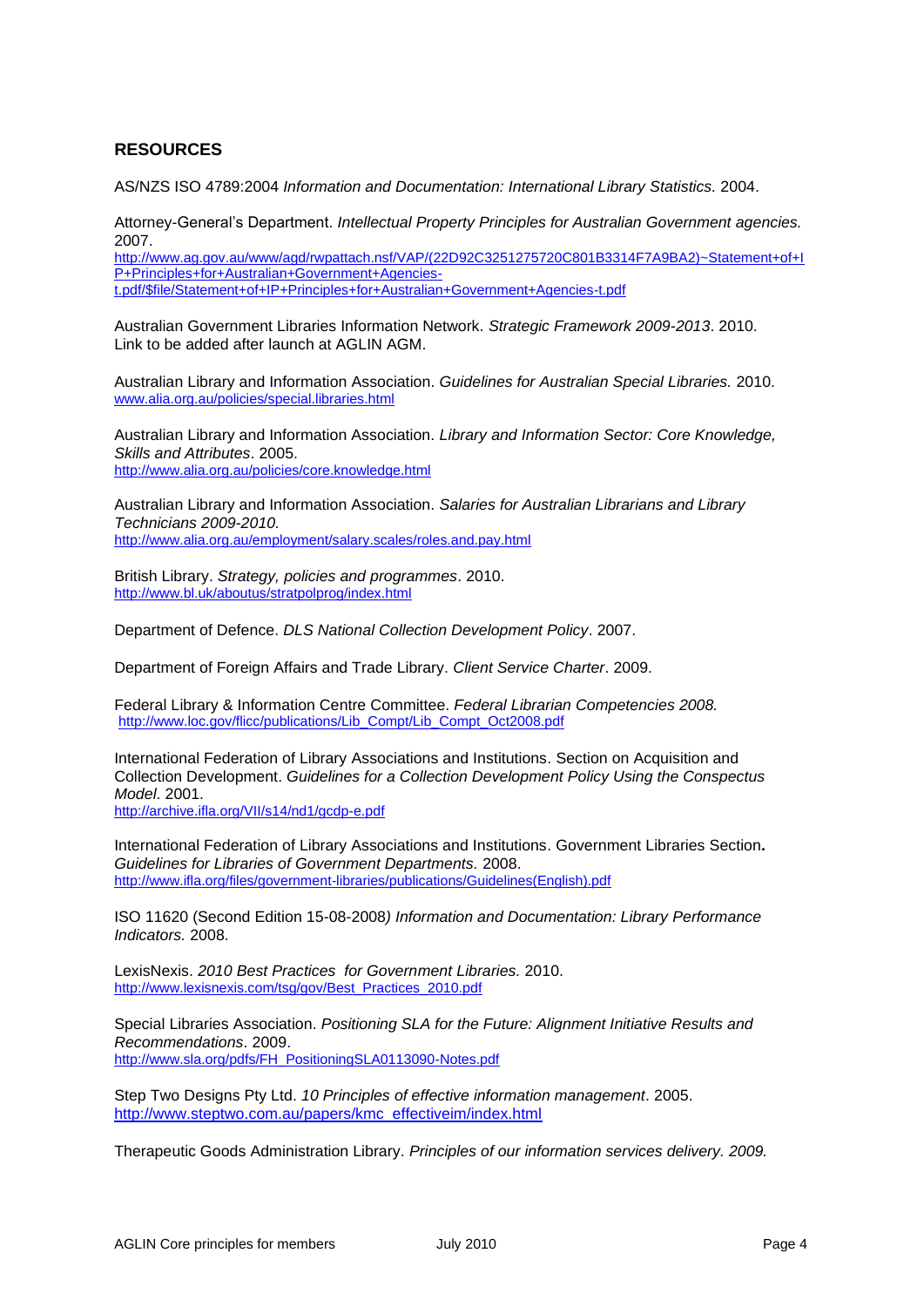## RESOURCES

AS/NZS ISO 4789:2004 *Information and Documentation: International Library Statistics.* 2004.

Attorney-General's Department. *Intellectual Property Principles for Australian Government agencies.* 2007.
http://www.ag.gov.au/www/agd/rwpattach.nsf/VAP/(22D92C3251275720C801B3314F7A9BA2)~Statement+of+IP+Principles+for+Australian+Government+Agencies-t.pdf/$file/Statement+of+IP+Principles+for+Australian+Government+Agencies-t.pdf

Australian Government Libraries Information Network. *Strategic Framework 2009-2013*. 2010.
Link to be added after launch at AGLIN AGM.

Australian Library and Information Association. *Guidelines for Australian Special Libraries.* 2010.
www.alia.org.au/policies/special.libraries.html

Australian Library and Information Association. *Library and Information Sector: Core Knowledge, Skills and Attributes*. 2005.
http://www.alia.org.au/policies/core.knowledge.html

Australian Library and Information Association. *Salaries for Australian Librarians and Library Technicians 2009-2010.*
http://www.alia.org.au/employment/salary.scales/roles.and.pay.html

British Library. *Strategy, policies and programmes*. 2010.
http://www.bl.uk/aboutus/stratpolprog/index.html

Department of Defence. *DLS National Collection Development Policy*. 2007.

Department of Foreign Affairs and Trade Library. *Client Service Charter*. 2009.

Federal Library & Information Centre Committee. *Federal Librarian Competencies 2008.*
http://www.loc.gov/flicc/publications/Lib_Compt/Lib_Compt_Oct2008.pdf

International Federation of Library Associations and Institutions. Section on Acquisition and Collection Development. *Guidelines for a Collection Development Policy Using the Conspectus Model*. 2001.
http://archive.ifla.org/VII/s14/nd1/gcdp-e.pdf

International Federation of Library Associations and Institutions. Government Libraries Section**.** *Guidelines for Libraries of Government Departments.* 2008.
http://www.ifla.org/files/government-libraries/publications/Guidelines(English).pdf

ISO 11620 (Second Edition 15-08-2008*) Information and Documentation: Library Performance Indicators.* 2008.

LexisNexis. *2010 Best Practices for Government Libraries.* 2010.
http://www.lexisnexis.com/tsg/gov/Best_Practices_2010.pdf

Special Libraries Association. *Positioning SLA for the Future: Alignment Initiative Results and Recommendations*. 2009.
http://www.sla.org/pdfs/FH_PositioningSLA0113090-Notes.pdf

Step Two Designs Pty Ltd. *10 Principles of effective information management*. 2005.
http://www.steptwo.com.au/papers/kmc_effectiveim/index.html

Therapeutic Goods Administration Library. *Principles of our information services delivery. 2009.*